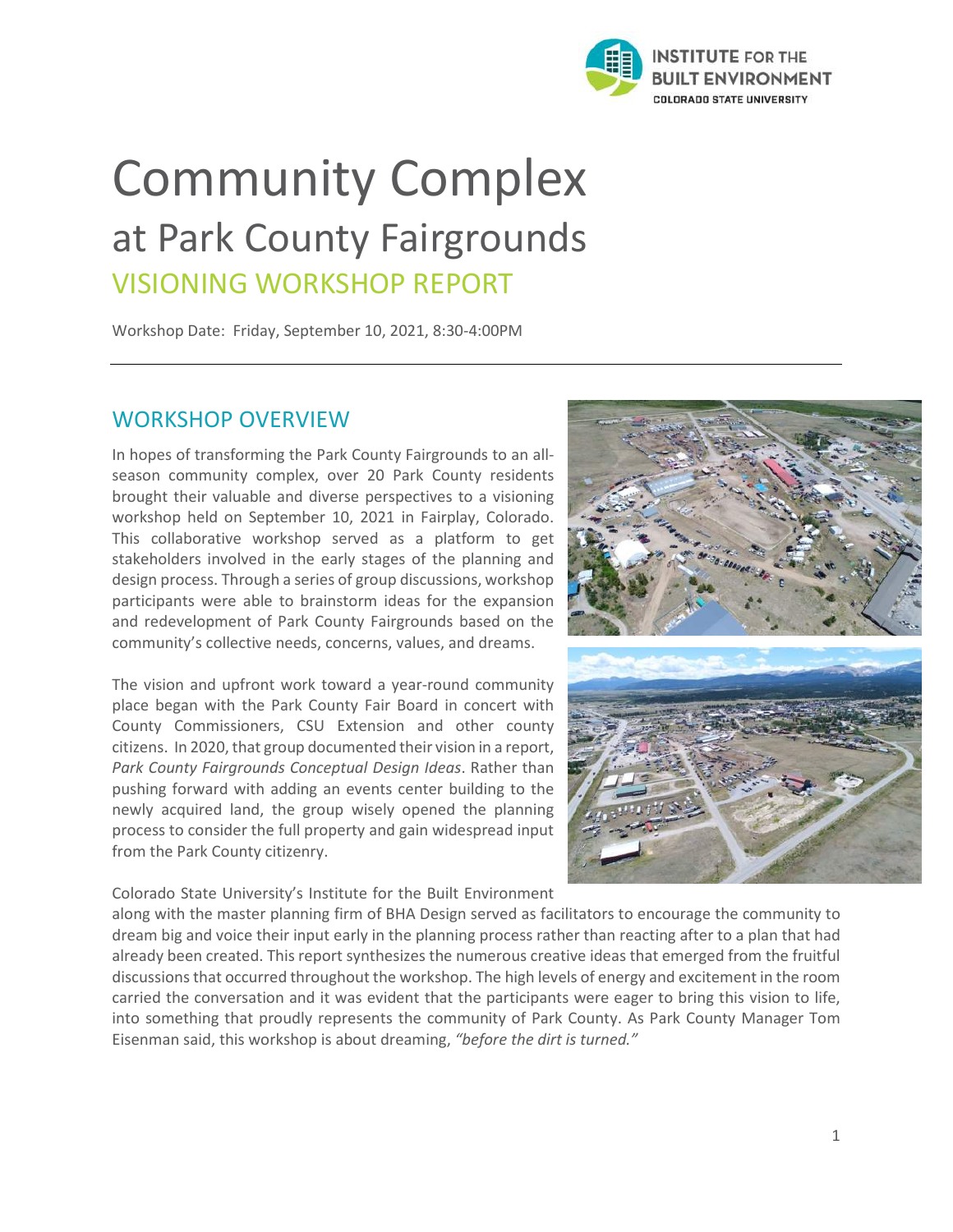# Community Complex

## at Park County Fairgrounds

## VISIONING WORKSHOP REPORT

Workshop Date: Friday, September 10, 2021, 8:30-4:00PM

---

## WORKSHOP OVERVIEW

In hopes of transforming the Park County Fairgrounds to an all-season community complex, over 20 Park County residents brought their valuable and diverse perspectives to a visioning workshop held on September 10, 2021 in Fairplay, Colorado. This collaborative workshop served as a platform to get stakeholders involved in the early stages of the planning and design process. Through a series of group discussions, workshop participants were able to brainstorm ideas for the expansion and redevelopment of Park County Fairgrounds based on the community's collective needs, concerns, values, and dreams.

The vision and upfront work toward a year-round community place began with the Park County Fair Board in concert with County Commissioners, CSU Extension and other county citizens. In 2020, that group documented their vision in a report, *Park County Fairgrounds Conceptual Design Ideas*. Rather than pushing forward with adding an events center building to the newly acquired land, the group wisely opened the planning process to consider the full property and gain widespread input from the Park County citizenry.

Colorado State University's Institute for the Built Environment along with the master planning firm of BHA Design served as facilitators to encourage the community to dream big and voice their input early in the planning process rather than reacting after to a plan that had already been created. This report synthesizes the numerous creative ideas that emerged from the fruitful discussions that occurred throughout the workshop. The high levels of energy and excitement in the room carried the conversation and it was evident that the participants were eager to bring this vision to life, into something that proudly represents the community of Park County. As Park County Manager Tom Eisenman said, this workshop is about dreaming, *"before the dirt is turned."*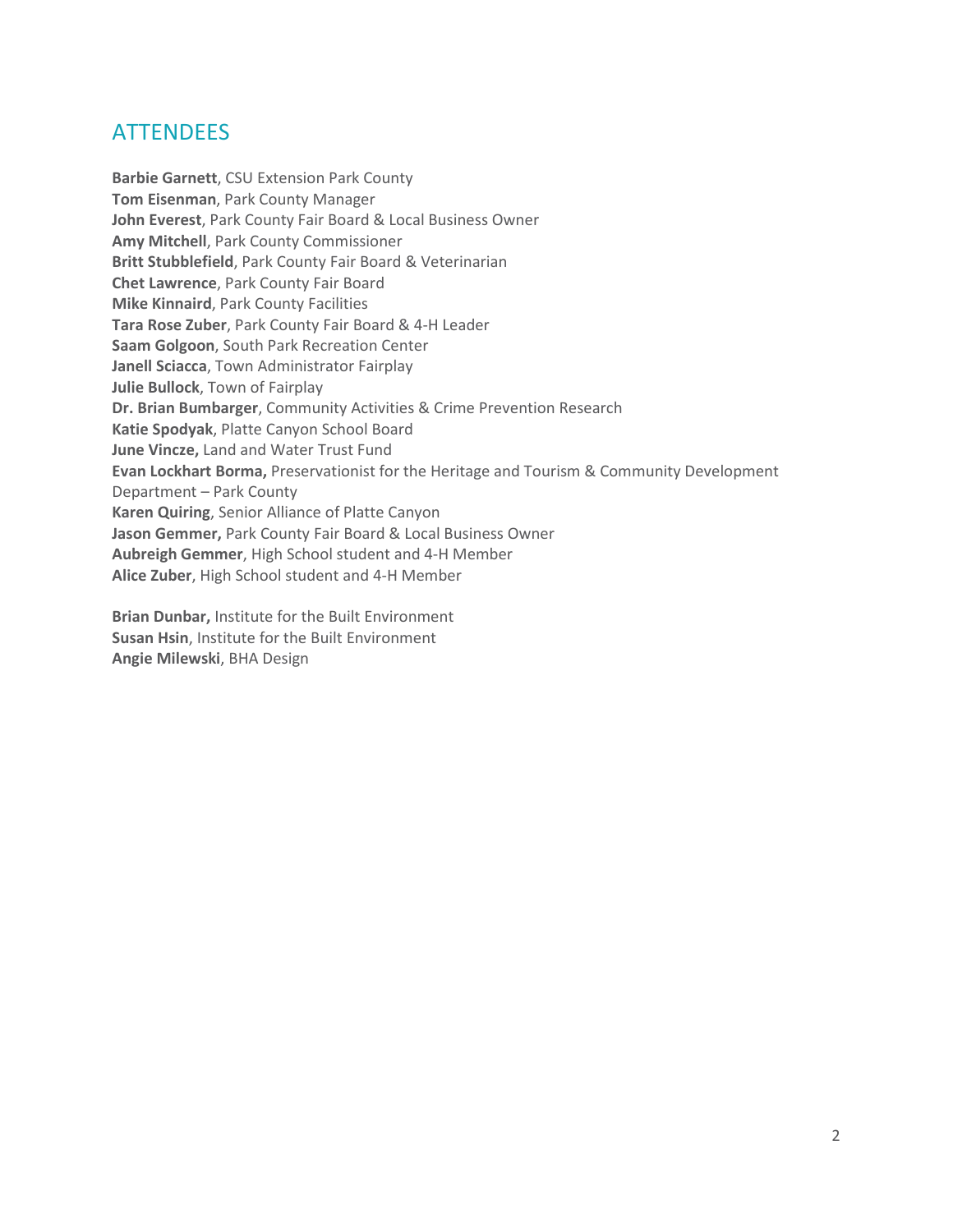## ATTENDEES

**Barbie Garnett**, CSU Extension Park County
**Tom Eisenman**, Park County Manager
**John Everest**, Park County Fair Board & Local Business Owner
**Amy Mitchell**, Park County Commissioner
**Britt Stubblefield**, Park County Fair Board & Veterinarian
**Chet Lawrence**, Park County Fair Board
**Mike Kinnaird**, Park County Facilities
**Tara Rose Zuber**, Park County Fair Board & 4-H Leader
**Saam Golgoon**, South Park Recreation Center
**Janell Sciacca**, Town Administrator Fairplay
**Julie Bullock**, Town of Fairplay
**Dr. Brian Bumbarger**, Community Activities & Crime Prevention Research
**Katie Spodyak**, Platte Canyon School Board
**June Vincze,** Land and Water Trust Fund
**Evan Lockhart Borma,** Preservationist for the Heritage and Tourism & Community Development Department – Park County
**Karen Quiring**, Senior Alliance of Platte Canyon
**Jason Gemmer,** Park County Fair Board & Local Business Owner
**Aubreigh Gemmer**, High School student and 4-H Member
**Alice Zuber**, High School student and 4-H Member

**Brian Dunbar,** Institute for the Built Environment
**Susan Hsin**, Institute for the Built Environment
**Angie Milewski**, BHA Design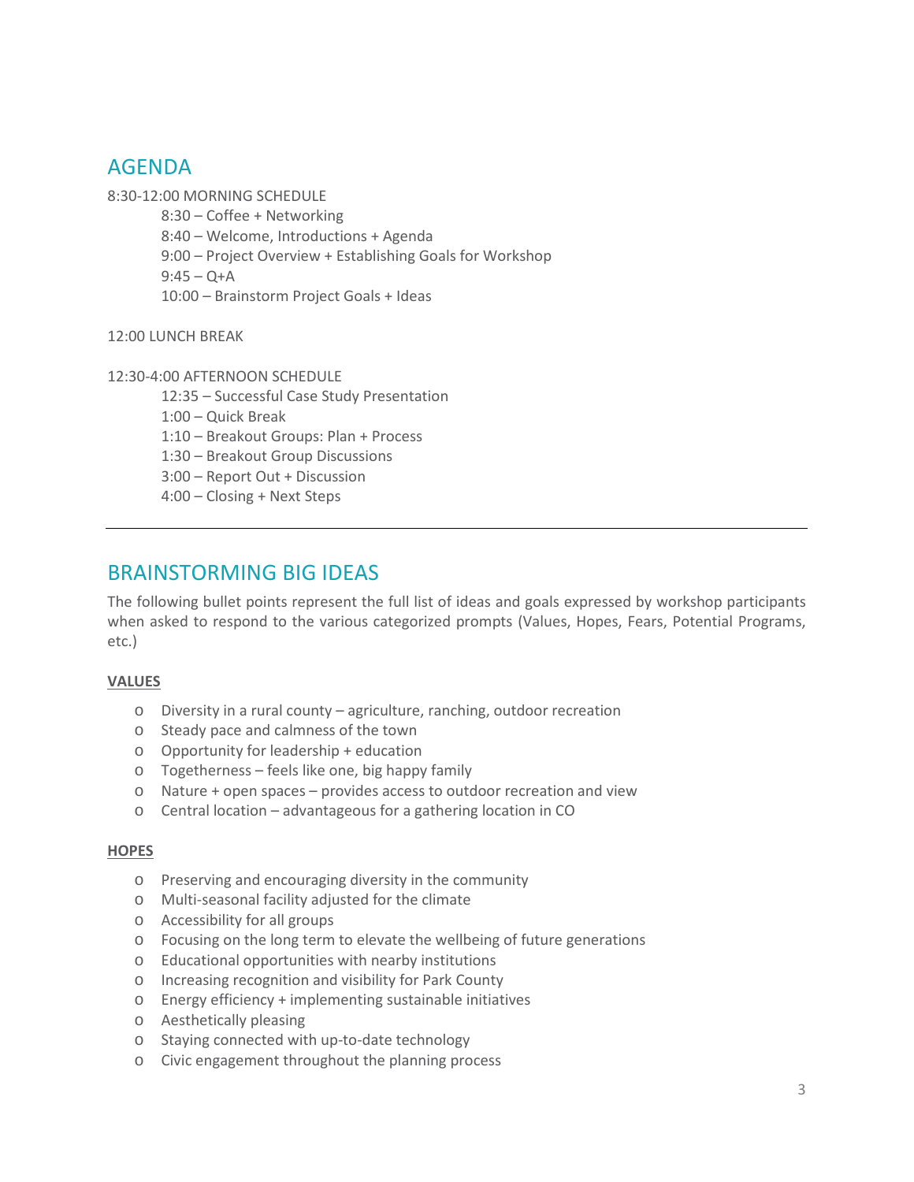## AGENDA

8:30-12:00 MORNING SCHEDULE

- 8:30 – Coffee + Networking
- 8:40 – Welcome, Introductions + Agenda
- 9:00 – Project Overview + Establishing Goals for Workshop
- 9:45 – Q+A
- 10:00 – Brainstorm Project Goals + Ideas

12:00 LUNCH BREAK

12:30-4:00 AFTERNOON SCHEDULE

- 12:35 – Successful Case Study Presentation
- 1:00 – Quick Break
- 1:10 – Breakout Groups: Plan + Process
- 1:30 – Breakout Group Discussions
- 3:00 – Report Out + Discussion
- 4:00 – Closing + Next Steps

---

## BRAINSTORMING BIG IDEAS

The following bullet points represent the full list of ideas and goals expressed by workshop participants when asked to respond to the various categorized prompts (Values, Hopes, Fears, Potential Programs, etc.)

### VALUES

- Diversity in a rural county – agriculture, ranching, outdoor recreation
- Steady pace and calmness of the town
- Opportunity for leadership + education
- Togetherness – feels like one, big happy family
- Nature + open spaces – provides access to outdoor recreation and view
- Central location – advantageous for a gathering location in CO

### HOPES

- Preserving and encouraging diversity in the community
- Multi-seasonal facility adjusted for the climate
- Accessibility for all groups
- Focusing on the long term to elevate the wellbeing of future generations
- Educational opportunities with nearby institutions
- Increasing recognition and visibility for Park County
- Energy efficiency + implementing sustainable initiatives
- Aesthetically pleasing
- Staying connected with up-to-date technology
- Civic engagement throughout the planning process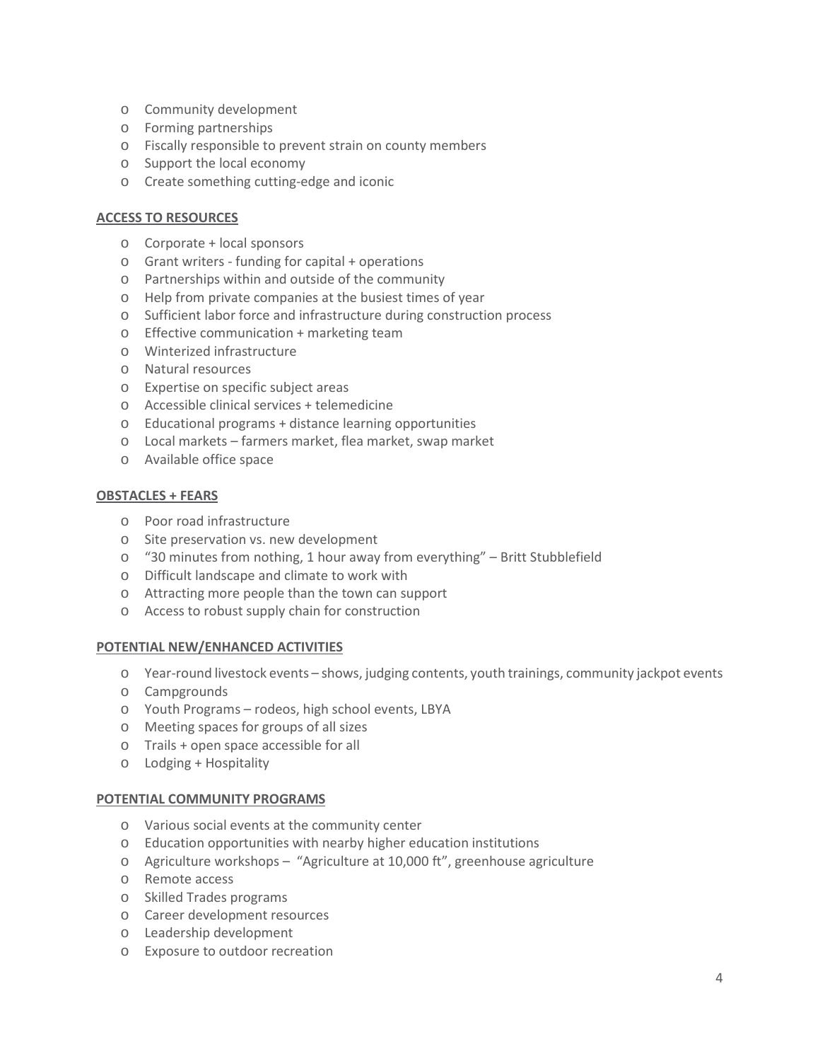- Community development
- Forming partnerships
- Fiscally responsible to prevent strain on county members
- Support the local economy
- Create something cutting-edge and iconic

**ACCESS TO RESOURCES**

- Corporate + local sponsors
- Grant writers - funding for capital + operations
- Partnerships within and outside of the community
- Help from private companies at the busiest times of year
- Sufficient labor force and infrastructure during construction process
- Effective communication + marketing team
- Winterized infrastructure
- Natural resources
- Expertise on specific subject areas
- Accessible clinical services + telemedicine
- Educational programs + distance learning opportunities
- Local markets – farmers market, flea market, swap market
- Available office space

**OBSTACLES + FEARS**

- Poor road infrastructure
- Site preservation vs. new development
- "30 minutes from nothing, 1 hour away from everything" – Britt Stubblefield
- Difficult landscape and climate to work with
- Attracting more people than the town can support
- Access to robust supply chain for construction

**POTENTIAL NEW/ENHANCED ACTIVITIES**

- Year-round livestock events – shows, judging contents, youth trainings, community jackpot events
- Campgrounds
- Youth Programs – rodeos, high school events, LBYA
- Meeting spaces for groups of all sizes
- Trails + open space accessible for all
- Lodging + Hospitality

**POTENTIAL COMMUNITY PROGRAMS**

- Various social events at the community center
- Education opportunities with nearby higher education institutions
- Agriculture workshops – "Agriculture at 10,000 ft", greenhouse agriculture
- Remote access
- Skilled Trades programs
- Career development resources
- Leadership development
- Exposure to outdoor recreation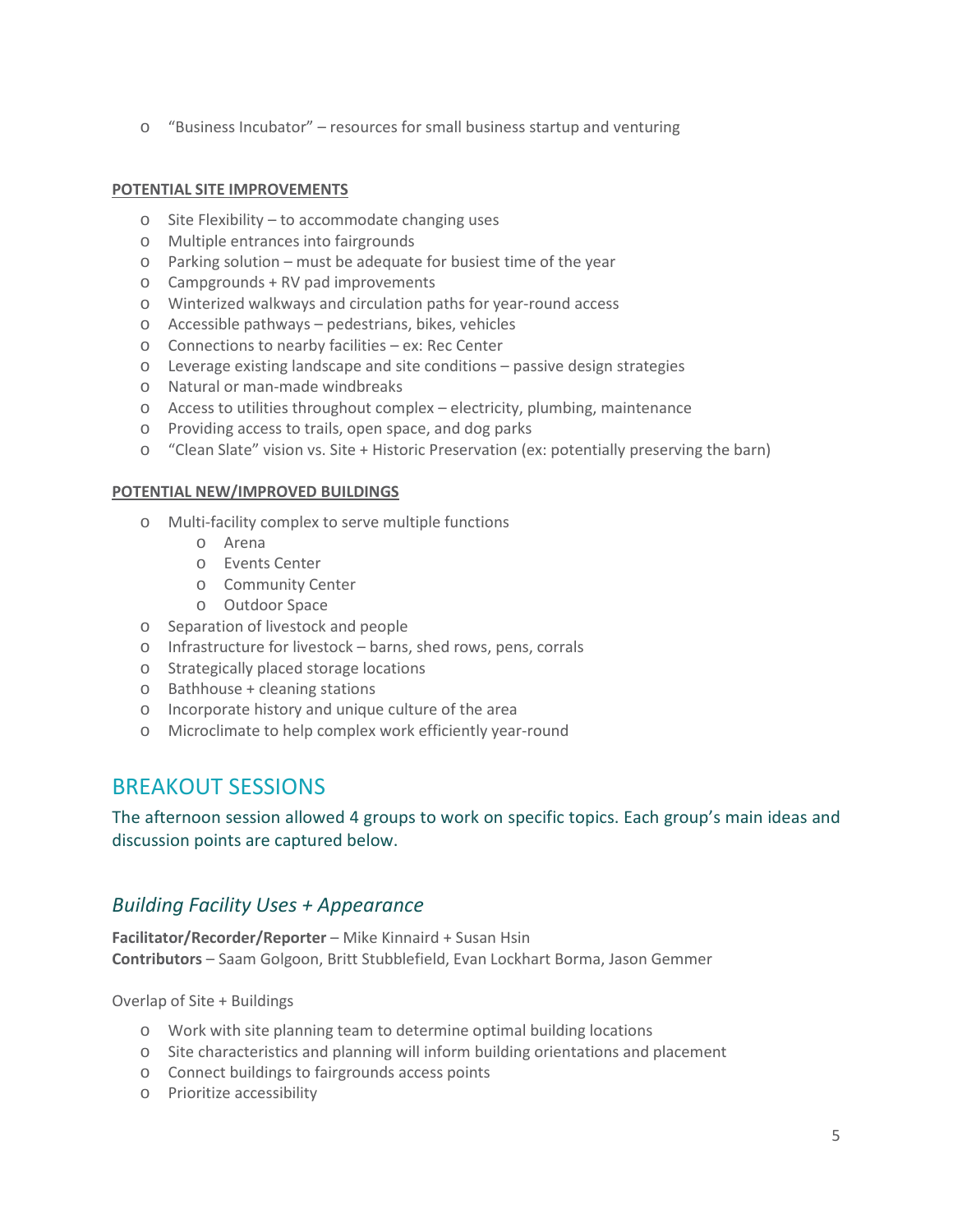- "Business Incubator" – resources for small business startup and venturing

**POTENTIAL SITE IMPROVEMENTS**

- Site Flexibility – to accommodate changing uses
- Multiple entrances into fairgrounds
- Parking solution – must be adequate for busiest time of the year
- Campgrounds + RV pad improvements
- Winterized walkways and circulation paths for year-round access
- Accessible pathways – pedestrians, bikes, vehicles
- Connections to nearby facilities – ex: Rec Center
- Leverage existing landscape and site conditions – passive design strategies
- Natural or man-made windbreaks
- Access to utilities throughout complex – electricity, plumbing, maintenance
- Providing access to trails, open space, and dog parks
- "Clean Slate" vision vs. Site + Historic Preservation (ex: potentially preserving the barn)

**POTENTIAL NEW/IMPROVED BUILDINGS**

- Multi-facility complex to serve multiple functions
  - Arena
  - Events Center
  - Community Center
  - Outdoor Space
- Separation of livestock and people
- Infrastructure for livestock – barns, shed rows, pens, corrals
- Strategically placed storage locations
- Bathhouse + cleaning stations
- Incorporate history and unique culture of the area
- Microclimate to help complex work efficiently year-round

# BREAKOUT SESSIONS

The afternoon session allowed 4 groups to work on specific topics. Each group's main ideas and discussion points are captured below.

## *Building Facility Uses + Appearance*

**Facilitator/Recorder/Reporter** – Mike Kinnaird + Susan Hsin
**Contributors** – Saam Golgoon, Britt Stubblefield, Evan Lockhart Borma, Jason Gemmer

Overlap of Site + Buildings

- Work with site planning team to determine optimal building locations
- Site characteristics and planning will inform building orientations and placement
- Connect buildings to fairgrounds access points
- Prioritize accessibility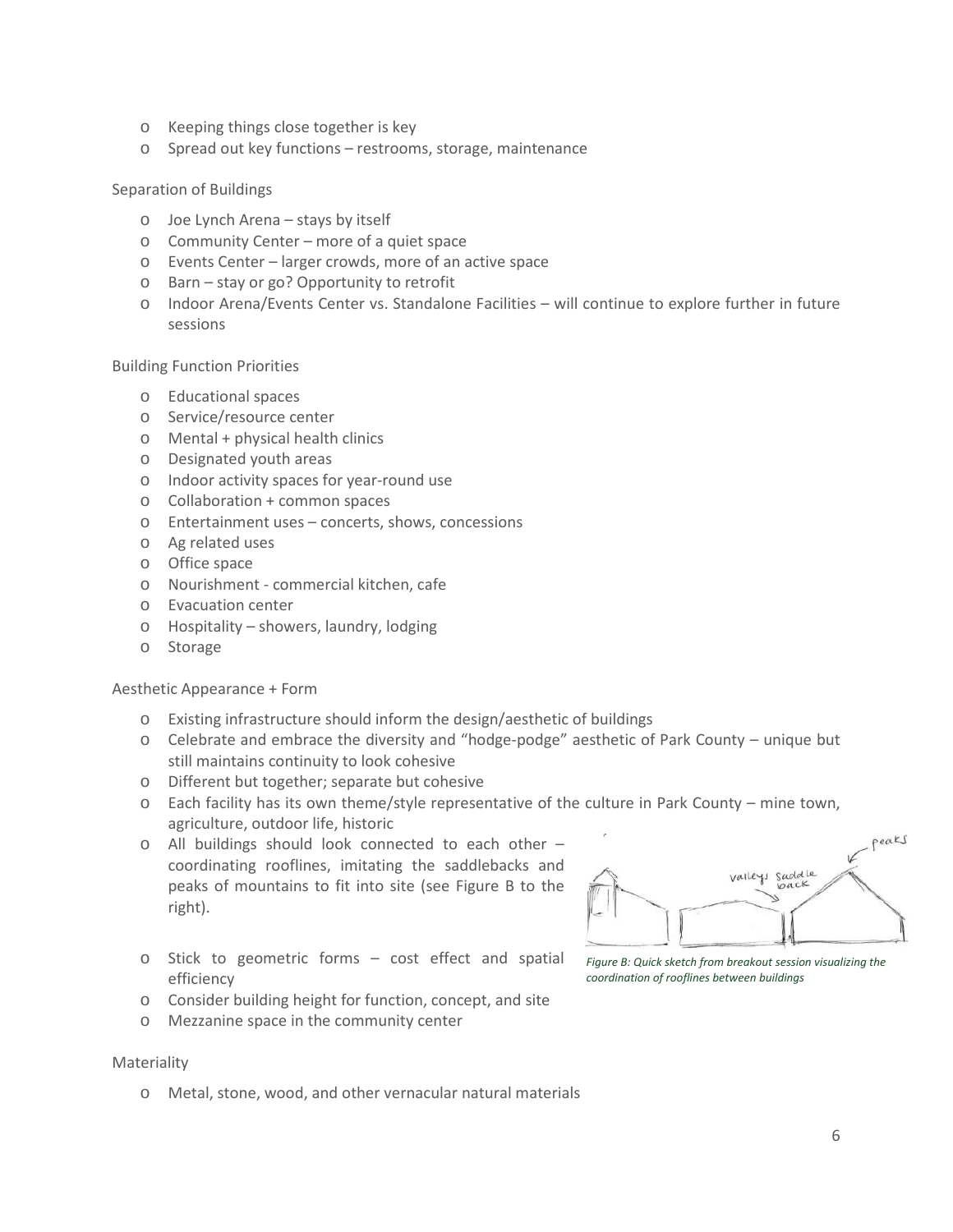- Keeping things close together is key
- Spread out key functions – restrooms, storage, maintenance

Separation of Buildings

- Joe Lynch Arena – stays by itself
- Community Center – more of a quiet space
- Events Center – larger crowds, more of an active space
- Barn – stay or go? Opportunity to retrofit
- Indoor Arena/Events Center vs. Standalone Facilities – will continue to explore further in future sessions

Building Function Priorities

- Educational spaces
- Service/resource center
- Mental + physical health clinics
- Designated youth areas
- Indoor activity spaces for year-round use
- Collaboration + common spaces
- Entertainment uses – concerts, shows, concessions
- Ag related uses
- Office space
- Nourishment - commercial kitchen, cafe
- Evacuation center
- Hospitality – showers, laundry, lodging
- Storage

Aesthetic Appearance + Form

- Existing infrastructure should inform the design/aesthetic of buildings
- Celebrate and embrace the diversity and "hodge-podge" aesthetic of Park County – unique but still maintains continuity to look cohesive
- Different but together; separate but cohesive
- Each facility has its own theme/style representative of the culture in Park County – mine town, agriculture, outdoor life, historic
- All buildings should look connected to each other – coordinating rooflines, imitating the saddlebacks and peaks of mountains to fit into site (see Figure B to the right).
- Stick to geometric forms – cost effect and spatial efficiency
- Consider building height for function, concept, and site
- Mezzanine space in the community center

*Figure B: Quick sketch from breakout session visualizing the coordination of rooflines between buildings*

Materiality

- Metal, stone, wood, and other vernacular natural materials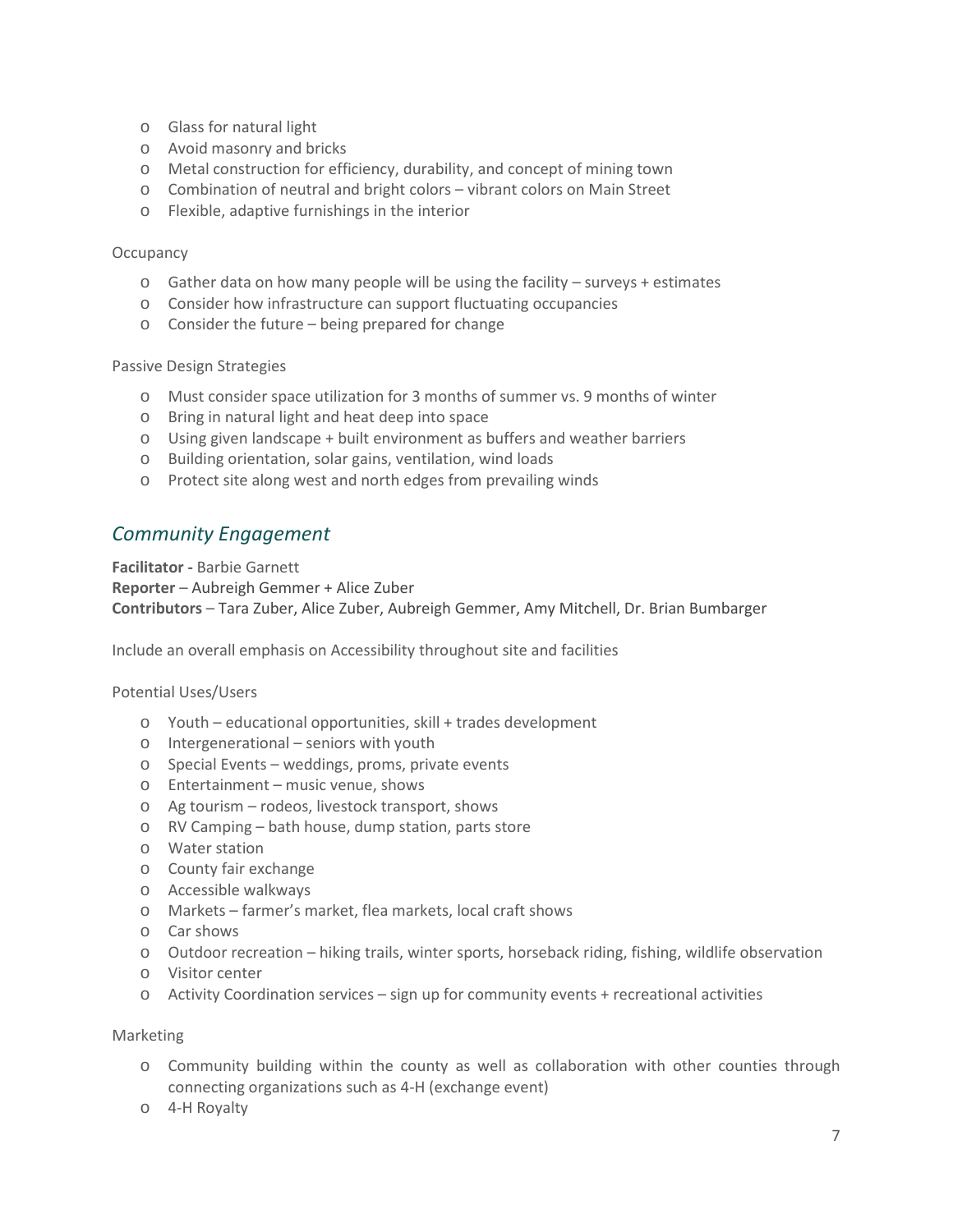- Glass for natural light
- Avoid masonry and bricks
- Metal construction for efficiency, durability, and concept of mining town
- Combination of neutral and bright colors – vibrant colors on Main Street
- Flexible, adaptive furnishings in the interior

Occupancy

- Gather data on how many people will be using the facility – surveys + estimates
- Consider how infrastructure can support fluctuating occupancies
- Consider the future – being prepared for change

Passive Design Strategies

- Must consider space utilization for 3 months of summer vs. 9 months of winter
- Bring in natural light and heat deep into space
- Using given landscape + built environment as buffers and weather barriers
- Building orientation, solar gains, ventilation, wind loads
- Protect site along west and north edges from prevailing winds

## *Community Engagement*

**Facilitator -** Barbie Garnett
**Reporter** – Aubreigh Gemmer + Alice Zuber
**Contributors** – Tara Zuber, Alice Zuber, Aubreigh Gemmer, Amy Mitchell, Dr. Brian Bumbarger

Include an overall emphasis on Accessibility throughout site and facilities

Potential Uses/Users

- Youth – educational opportunities, skill + trades development
- Intergenerational – seniors with youth
- Special Events – weddings, proms, private events
- Entertainment – music venue, shows
- Ag tourism – rodeos, livestock transport, shows
- RV Camping – bath house, dump station, parts store
- Water station
- County fair exchange
- Accessible walkways
- Markets – farmer's market, flea markets, local craft shows
- Car shows
- Outdoor recreation – hiking trails, winter sports, horseback riding, fishing, wildlife observation
- Visitor center
- Activity Coordination services – sign up for community events + recreational activities

Marketing

- Community building within the county as well as collaboration with other counties through connecting organizations such as 4-H (exchange event)
- 4-H Royalty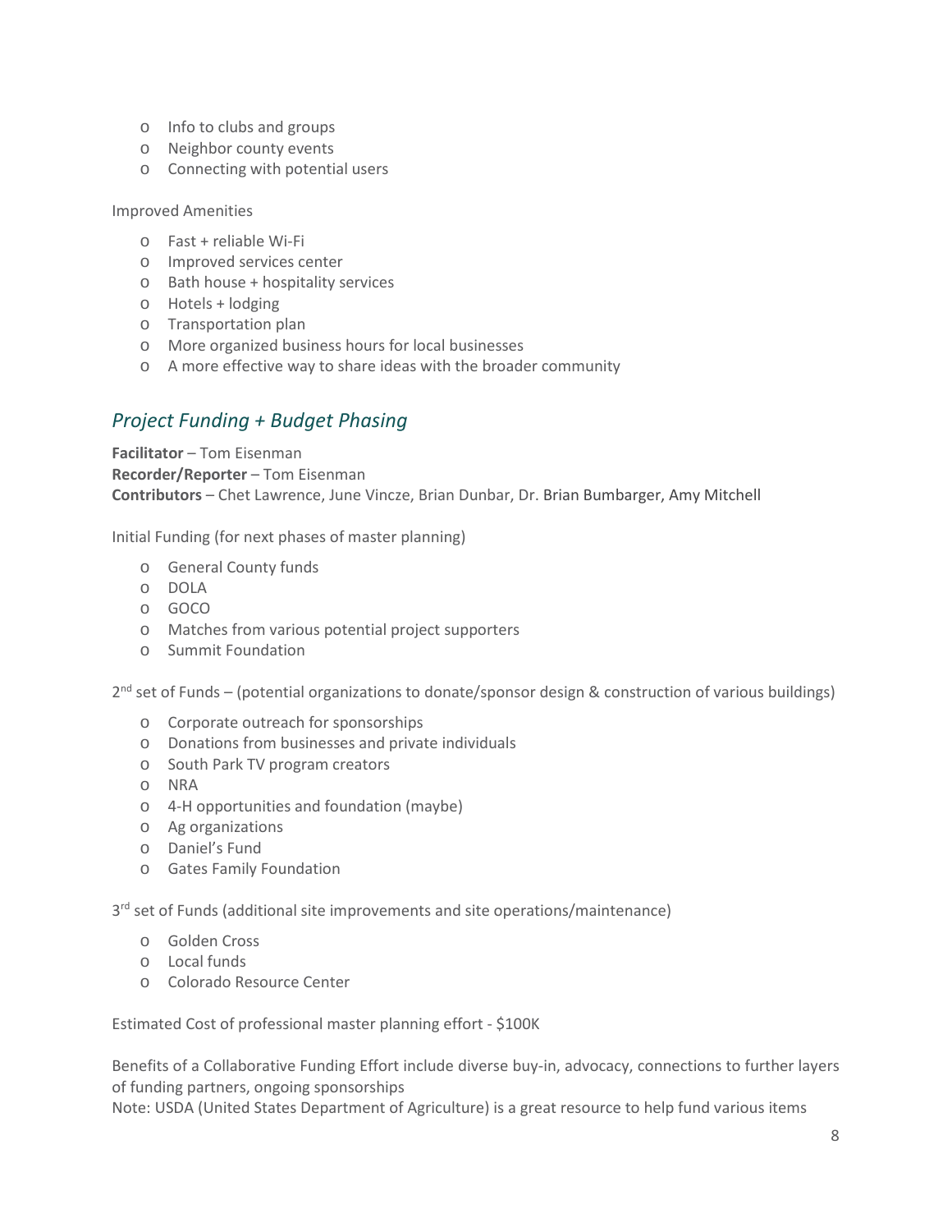- Info to clubs and groups
- Neighbor county events
- Connecting with potential users

Improved Amenities

- Fast + reliable Wi-Fi
- Improved services center
- Bath house + hospitality services
- Hotels + lodging
- Transportation plan
- More organized business hours for local businesses
- A more effective way to share ideas with the broader community

## *Project Funding + Budget Phasing*

**Facilitator** – Tom Eisenman
**Recorder/Reporter** – Tom Eisenman
**Contributors** – Chet Lawrence, June Vincze, Brian Dunbar, Dr. Brian Bumbarger, Amy Mitchell

Initial Funding (for next phases of master planning)

- General County funds
- DOLA
- GOCO
- Matches from various potential project supporters
- Summit Foundation

2nd set of Funds – (potential organizations to donate/sponsor design & construction of various buildings)

- Corporate outreach for sponsorships
- Donations from businesses and private individuals
- South Park TV program creators
- NRA
- 4-H opportunities and foundation (maybe)
- Ag organizations
- Daniel's Fund
- Gates Family Foundation

3rd set of Funds (additional site improvements and site operations/maintenance)

- Golden Cross
- Local funds
- Colorado Resource Center

Estimated Cost of professional master planning effort - $100K

Benefits of a Collaborative Funding Effort include diverse buy-in, advocacy, connections to further layers of funding partners, ongoing sponsorships
Note: USDA (United States Department of Agriculture) is a great resource to help fund various items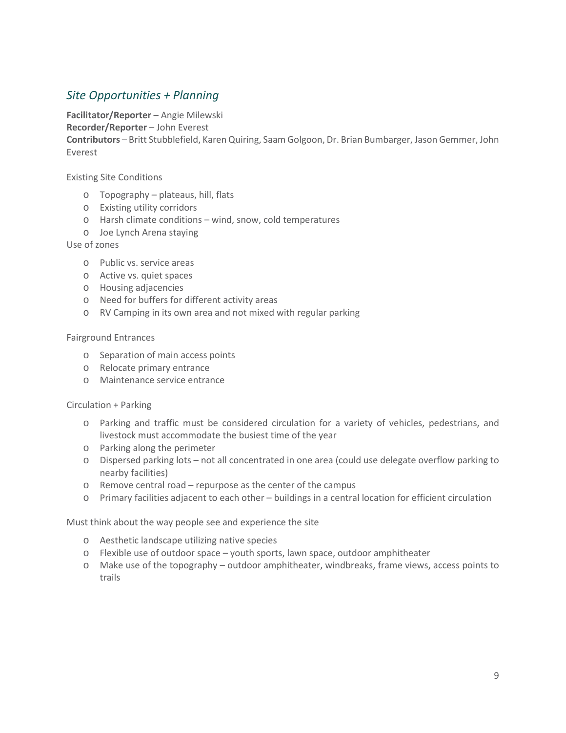## *Site Opportunities + Planning*

**Facilitator/Reporter** – Angie Milewski
**Recorder/Reporter** – John Everest
**Contributors** – Britt Stubblefield, Karen Quiring, Saam Golgoon, Dr. Brian Bumbarger, Jason Gemmer, John Everest

Existing Site Conditions

- Topography – plateaus, hill, flats
- Existing utility corridors
- Harsh climate conditions – wind, snow, cold temperatures
- Joe Lynch Arena staying

Use of zones

- Public vs. service areas
- Active vs. quiet spaces
- Housing adjacencies
- Need for buffers for different activity areas
- RV Camping in its own area and not mixed with regular parking

Fairground Entrances

- Separation of main access points
- Relocate primary entrance
- Maintenance service entrance

Circulation + Parking

- Parking and traffic must be considered circulation for a variety of vehicles, pedestrians, and livestock must accommodate the busiest time of the year
- Parking along the perimeter
- Dispersed parking lots – not all concentrated in one area (could use delegate overflow parking to nearby facilities)
- Remove central road – repurpose as the center of the campus
- Primary facilities adjacent to each other – buildings in a central location for efficient circulation

Must think about the way people see and experience the site

- Aesthetic landscape utilizing native species
- Flexible use of outdoor space – youth sports, lawn space, outdoor amphitheater
- Make use of the topography – outdoor amphitheater, windbreaks, frame views, access points to trails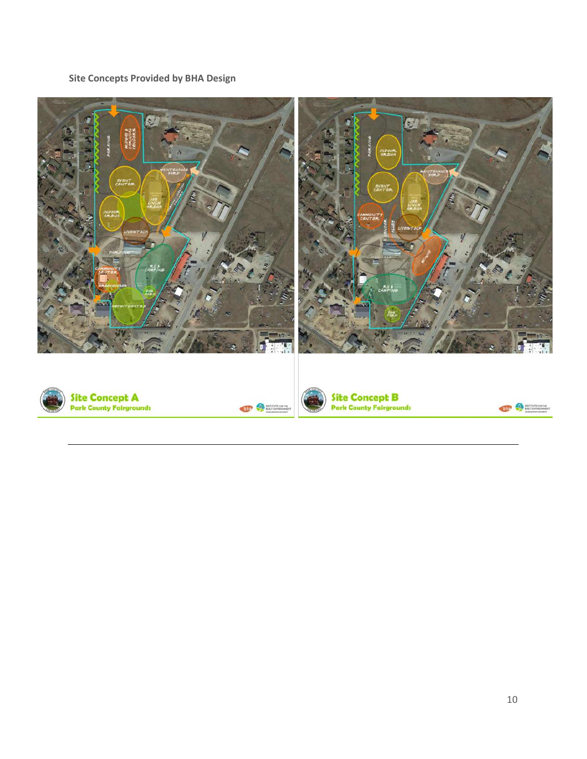**Site Concepts Provided by BHA Design**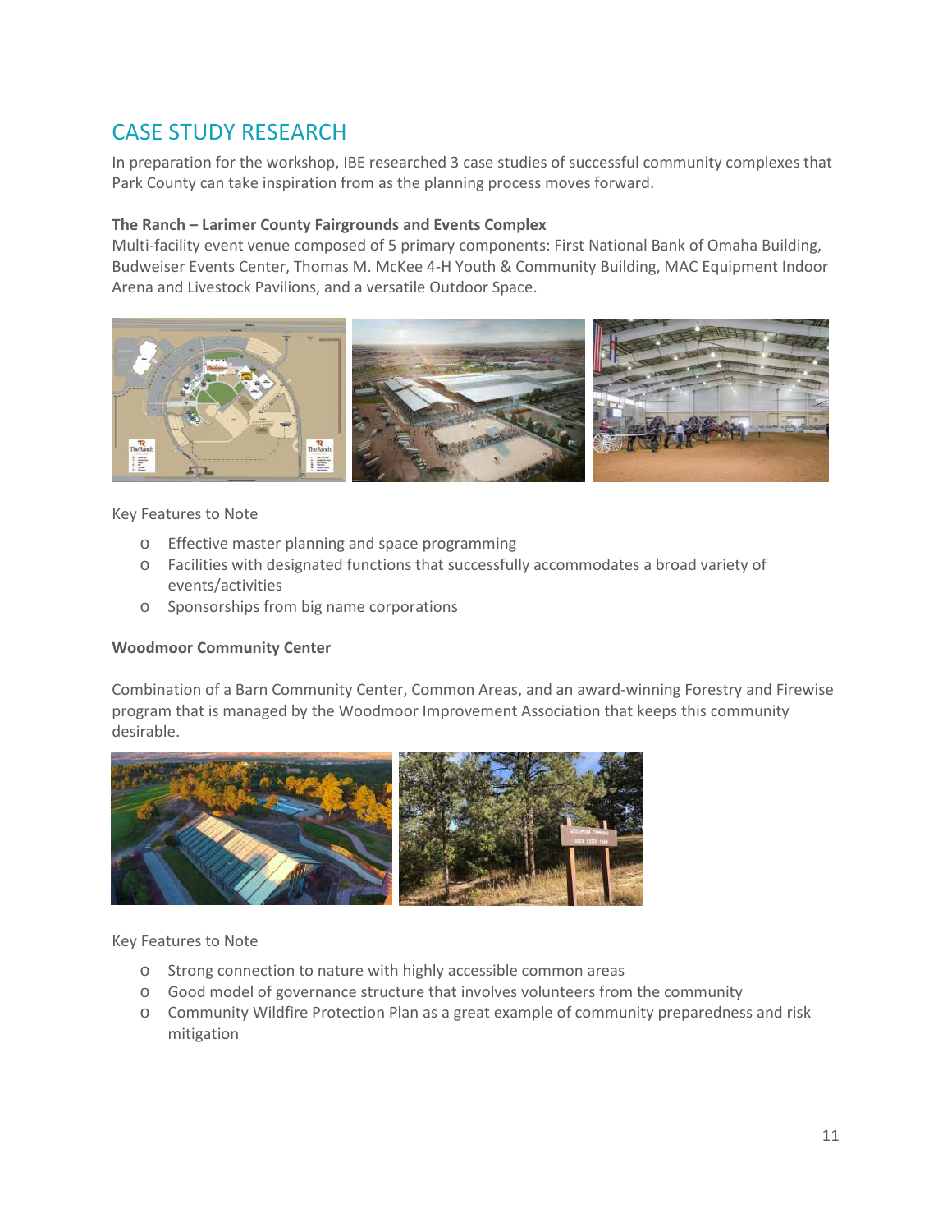## CASE STUDY RESEARCH

In preparation for the workshop, IBE researched 3 case studies of successful community complexes that Park County can take inspiration from as the planning process moves forward.

**The Ranch – Larimer County Fairgrounds and Events Complex**
Multi-facility event venue composed of 5 primary components: First National Bank of Omaha Building, Budweiser Events Center, Thomas M. McKee 4-H Youth & Community Building, MAC Equipment Indoor Arena and Livestock Pavilions, and a versatile Outdoor Space.

Key Features to Note

- Effective master planning and space programming
- Facilities with designated functions that successfully accommodates a broad variety of events/activities
- Sponsorships from big name corporations

**Woodmoor Community Center**

Combination of a Barn Community Center, Common Areas, and an award-winning Forestry and Firewise program that is managed by the Woodmoor Improvement Association that keeps this community desirable.

Key Features to Note

- Strong connection to nature with highly accessible common areas
- Good model of governance structure that involves volunteers from the community
- Community Wildfire Protection Plan as a great example of community preparedness and risk mitigation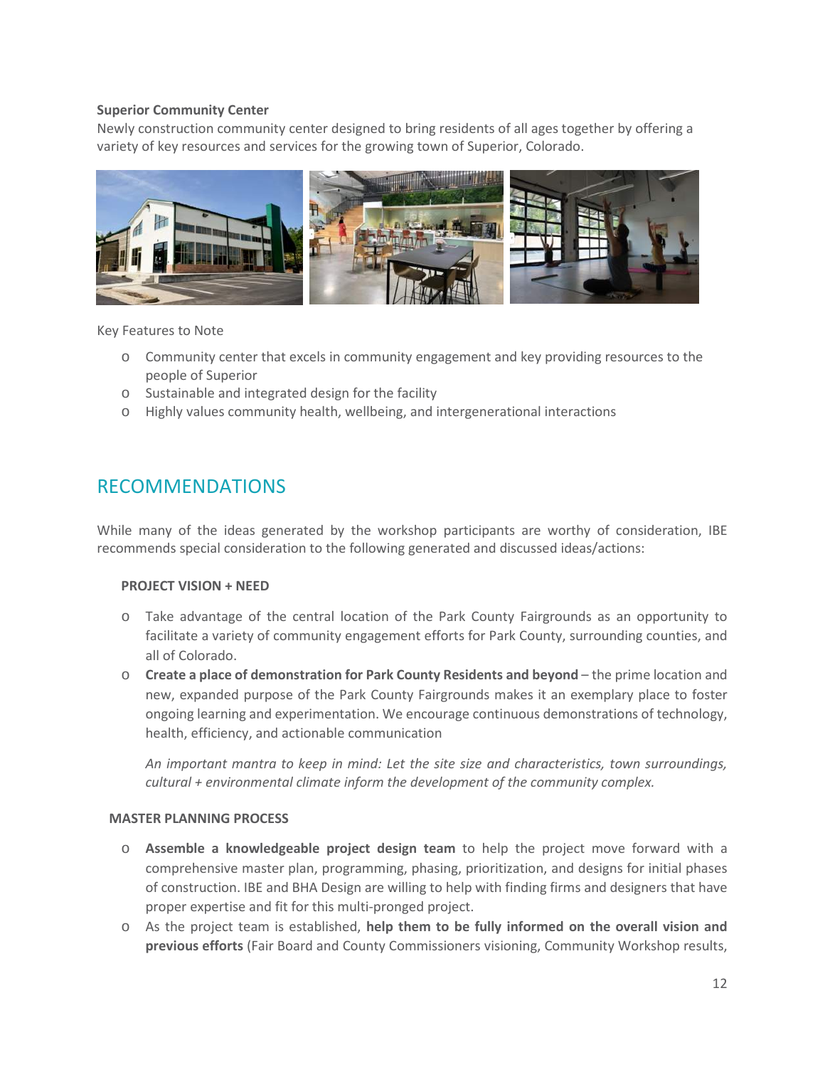**Superior Community Center**

Newly construction community center designed to bring residents of all ages together by offering a variety of key resources and services for the growing town of Superior, Colorado.

Key Features to Note

- Community center that excels in community engagement and key providing resources to the people of Superior
- Sustainable and integrated design for the facility
- Highly values community health, wellbeing, and intergenerational interactions

## RECOMMENDATIONS

While many of the ideas generated by the workshop participants are worthy of consideration, IBE recommends special consideration to the following generated and discussed ideas/actions:

**PROJECT VISION + NEED**

- Take advantage of the central location of the Park County Fairgrounds as an opportunity to facilitate a variety of community engagement efforts for Park County, surrounding counties, and all of Colorado.
- **Create a place of demonstration for Park County Residents and beyond** – the prime location and new, expanded purpose of the Park County Fairgrounds makes it an exemplary place to foster ongoing learning and experimentation. We encourage continuous demonstrations of technology, health, efficiency, and actionable communication

  *An important mantra to keep in mind: Let the site size and characteristics, town surroundings, cultural + environmental climate inform the development of the community complex.*

**MASTER PLANNING PROCESS**

- **Assemble a knowledgeable project design team** to help the project move forward with a comprehensive master plan, programming, phasing, prioritization, and designs for initial phases of construction. IBE and BHA Design are willing to help with finding firms and designers that have proper expertise and fit for this multi-pronged project.
- As the project team is established, **help them to be fully informed on the overall vision and previous efforts** (Fair Board and County Commissioners visioning, Community Workshop results,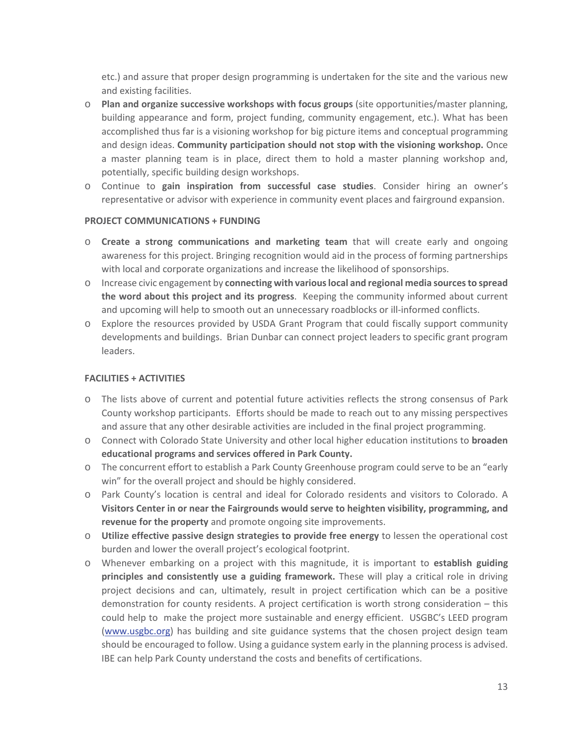etc.) and assure that proper design programming is undertaken for the site and the various new and existing facilities.

- **Plan and organize successive workshops with focus groups** (site opportunities/master planning, building appearance and form, project funding, community engagement, etc.). What has been accomplished thus far is a visioning workshop for big picture items and conceptual programming and design ideas. **Community participation should not stop with the visioning workshop.** Once a master planning team is in place, direct them to hold a master planning workshop and, potentially, specific building design workshops.
- Continue to **gain inspiration from successful case studies**. Consider hiring an owner's representative or advisor with experience in community event places and fairground expansion.

**PROJECT COMMUNICATIONS + FUNDING**

- **Create a strong communications and marketing team** that will create early and ongoing awareness for this project. Bringing recognition would aid in the process of forming partnerships with local and corporate organizations and increase the likelihood of sponsorships.
- Increase civic engagement by **connecting with various local and regional media sources to spread the word about this project and its progress**. Keeping the community informed about current and upcoming will help to smooth out an unnecessary roadblocks or ill-informed conflicts.
- Explore the resources provided by USDA Grant Program that could fiscally support community developments and buildings. Brian Dunbar can connect project leaders to specific grant program leaders.

**FACILITIES + ACTIVITIES**

- The lists above of current and potential future activities reflects the strong consensus of Park County workshop participants. Efforts should be made to reach out to any missing perspectives and assure that any other desirable activities are included in the final project programming.
- Connect with Colorado State University and other local higher education institutions to **broaden educational programs and services offered in Park County.**
- The concurrent effort to establish a Park County Greenhouse program could serve to be an "early win" for the overall project and should be highly considered.
- Park County's location is central and ideal for Colorado residents and visitors to Colorado. A **Visitors Center in or near the Fairgrounds would serve to heighten visibility, programming, and revenue for the property** and promote ongoing site improvements.
- **Utilize effective passive design strategies to provide free energy** to lessen the operational cost burden and lower the overall project's ecological footprint.
- Whenever embarking on a project with this magnitude, it is important to **establish guiding principles and consistently use a guiding framework.** These will play a critical role in driving project decisions and can, ultimately, result in project certification which can be a positive demonstration for county residents. A project certification is worth strong consideration – this could help to make the project more sustainable and energy efficient. USGBC's LEED program ([www.usgbc.org](http://www.usgbc.org)) has building and site guidance systems that the chosen project design team should be encouraged to follow. Using a guidance system early in the planning process is advised. IBE can help Park County understand the costs and benefits of certifications.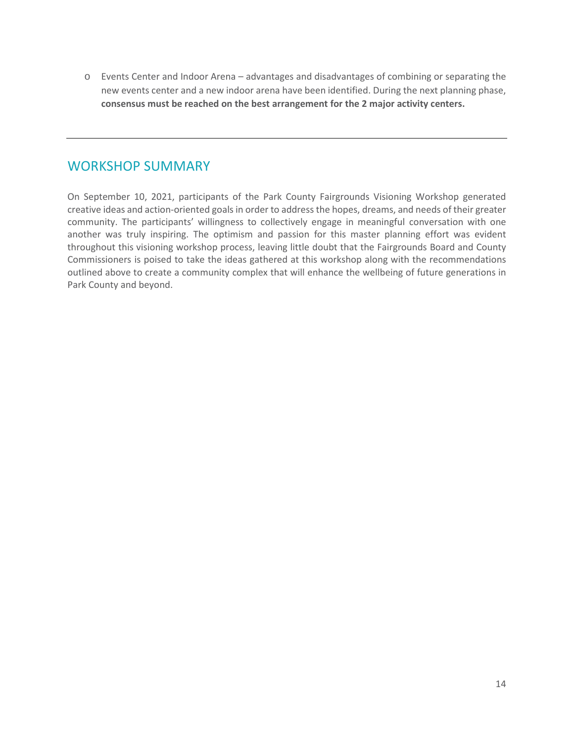- Events Center and Indoor Arena – advantages and disadvantages of combining or separating the new events center and a new indoor arena have been identified. During the next planning phase, **consensus must be reached on the best arrangement for the 2 major activity centers.**

---

## WORKSHOP SUMMARY

On September 10, 2021, participants of the Park County Fairgrounds Visioning Workshop generated creative ideas and action-oriented goals in order to address the hopes, dreams, and needs of their greater community. The participants' willingness to collectively engage in meaningful conversation with one another was truly inspiring. The optimism and passion for this master planning effort was evident throughout this visioning workshop process, leaving little doubt that the Fairgrounds Board and County Commissioners is poised to take the ideas gathered at this workshop along with the recommendations outlined above to create a community complex that will enhance the wellbeing of future generations in Park County and beyond.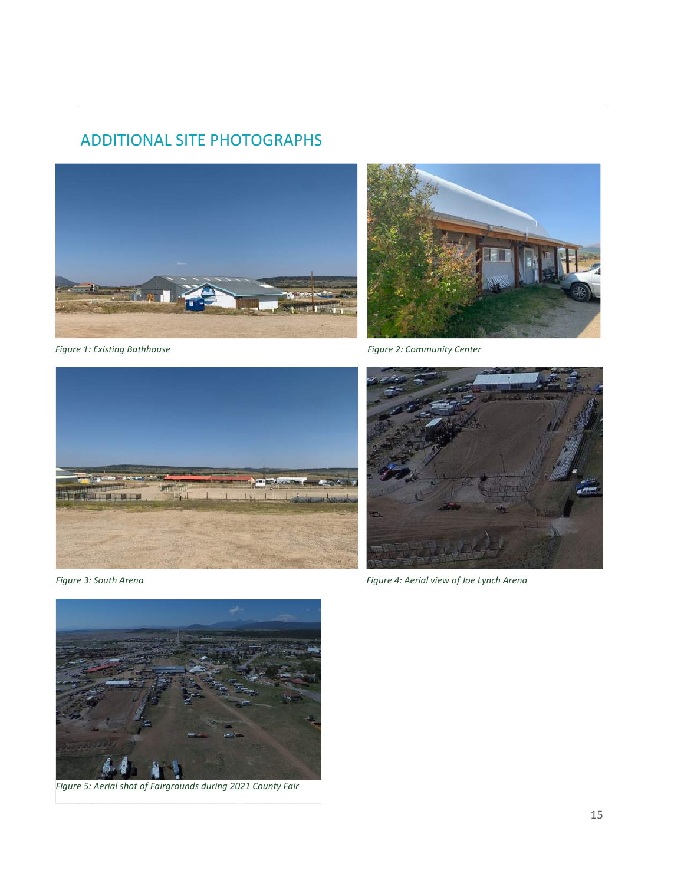## ADDITIONAL SITE PHOTOGRAPHS

*Figure 1: Existing Bathhouse*

*Figure 2: Community Center*

*Figure 3: South Arena*

*Figure 4: Aerial view of Joe Lynch Arena*

*Figure 5: Aerial shot of Fairgrounds during 2021 County Fair*